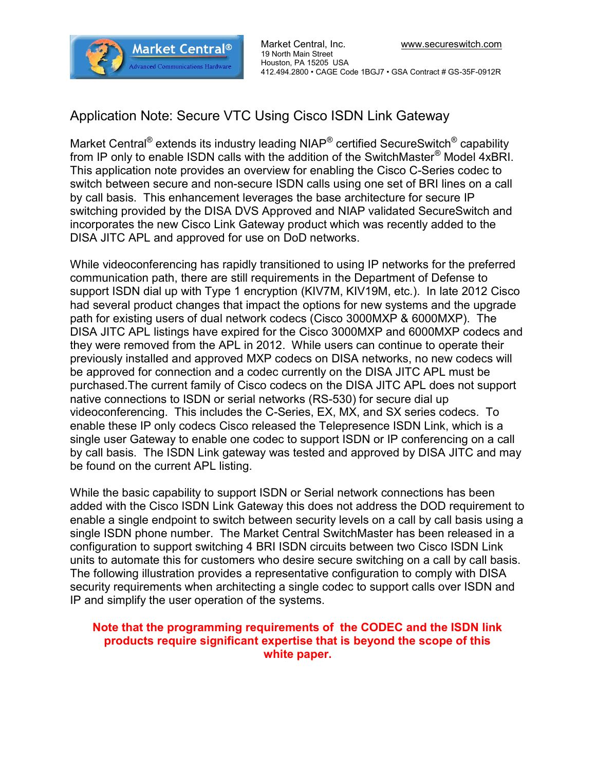Market Central, Inc.
19 North Main Street
Houston, PA 15205 USA
412.494.2800 • CAGE Code 1BGJ7 • GSA Contract # GS-35F-0912R

www.secureswitch.com

# Application Note: Secure VTC Using Cisco ISDN Link Gateway

Market Central® extends its industry leading NIAP® certified SecureSwitch® capability from IP only to enable ISDN calls with the addition of the SwitchMaster® Model 4xBRI. This application note provides an overview for enabling the Cisco C-Series codec to switch between secure and non-secure ISDN calls using one set of BRI lines on a call by call basis. This enhancement leverages the base architecture for secure IP switching provided by the DISA DVS Approved and NIAP validated SecureSwitch and incorporates the new Cisco Link Gateway product which was recently added to the DISA JITC APL and approved for use on DoD networks.

While videoconferencing has rapidly transitioned to using IP networks for the preferred communication path, there are still requirements in the Department of Defense to support ISDN dial up with Type 1 encryption (KIV7M, KIV19M, etc.). In late 2012 Cisco had several product changes that impact the options for new systems and the upgrade path for existing users of dual network codecs (Cisco 3000MXP & 6000MXP). The DISA JITC APL listings have expired for the Cisco 3000MXP and 6000MXP codecs and they were removed from the APL in 2012. While users can continue to operate their previously installed and approved MXP codecs on DISA networks, no new codecs will be approved for connection and a codec currently on the DISA JITC APL must be purchased.The current family of Cisco codecs on the DISA JITC APL does not support native connections to ISDN or serial networks (RS-530) for secure dial up videoconferencing. This includes the C-Series, EX, MX, and SX series codecs. To enable these IP only codecs Cisco released the Telepresence ISDN Link, which is a single user Gateway to enable one codec to support ISDN or IP conferencing on a call by call basis. The ISDN Link gateway was tested and approved by DISA JITC and may be found on the current APL listing.

While the basic capability to support ISDN or Serial network connections has been added with the Cisco ISDN Link Gateway this does not address the DOD requirement to enable a single endpoint to switch between security levels on a call by call basis using a single ISDN phone number. The Market Central SwitchMaster has been released in a configuration to support switching 4 BRI ISDN circuits between two Cisco ISDN Link units to automate this for customers who desire secure switching on a call by call basis. The following illustration provides a representative configuration to comply with DISA security requirements when architecting a single codec to support calls over ISDN and IP and simplify the user operation of the systems.

**Note that the programming requirements of the CODEC and the ISDN link products require significant expertise that is beyond the scope of this white paper.**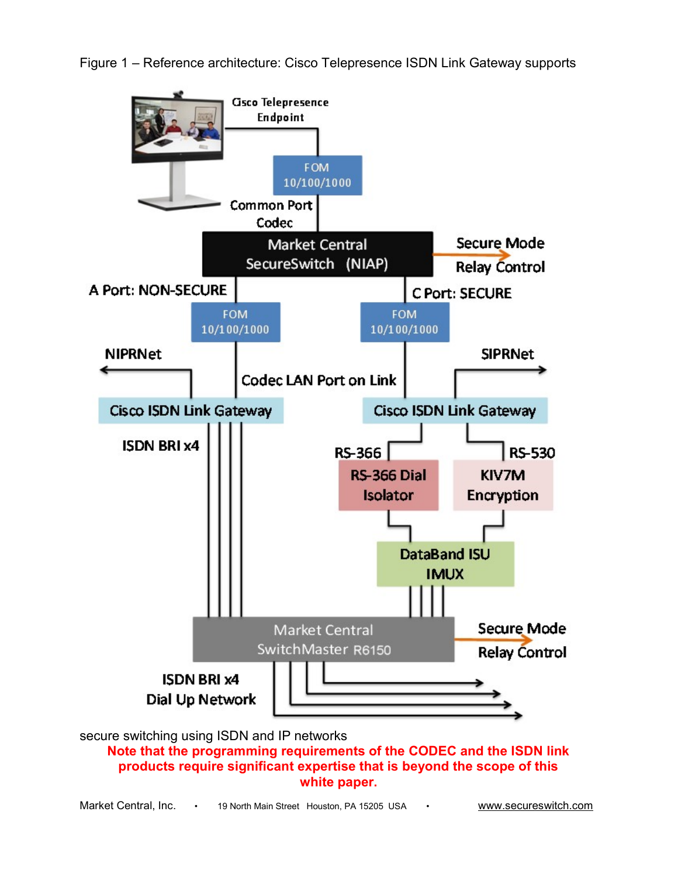Figure 1 – Reference architecture: Cisco Telepresence ISDN Link Gateway supports secure switching using ISDN and IP networks

**Note that the programming requirements of the CODEC and the ISDN link products require significant expertise that is beyond the scope of this white paper.**

Market Central, Inc. • 19 North Main Street Houston, PA 15205 USA • www.secureswitch.com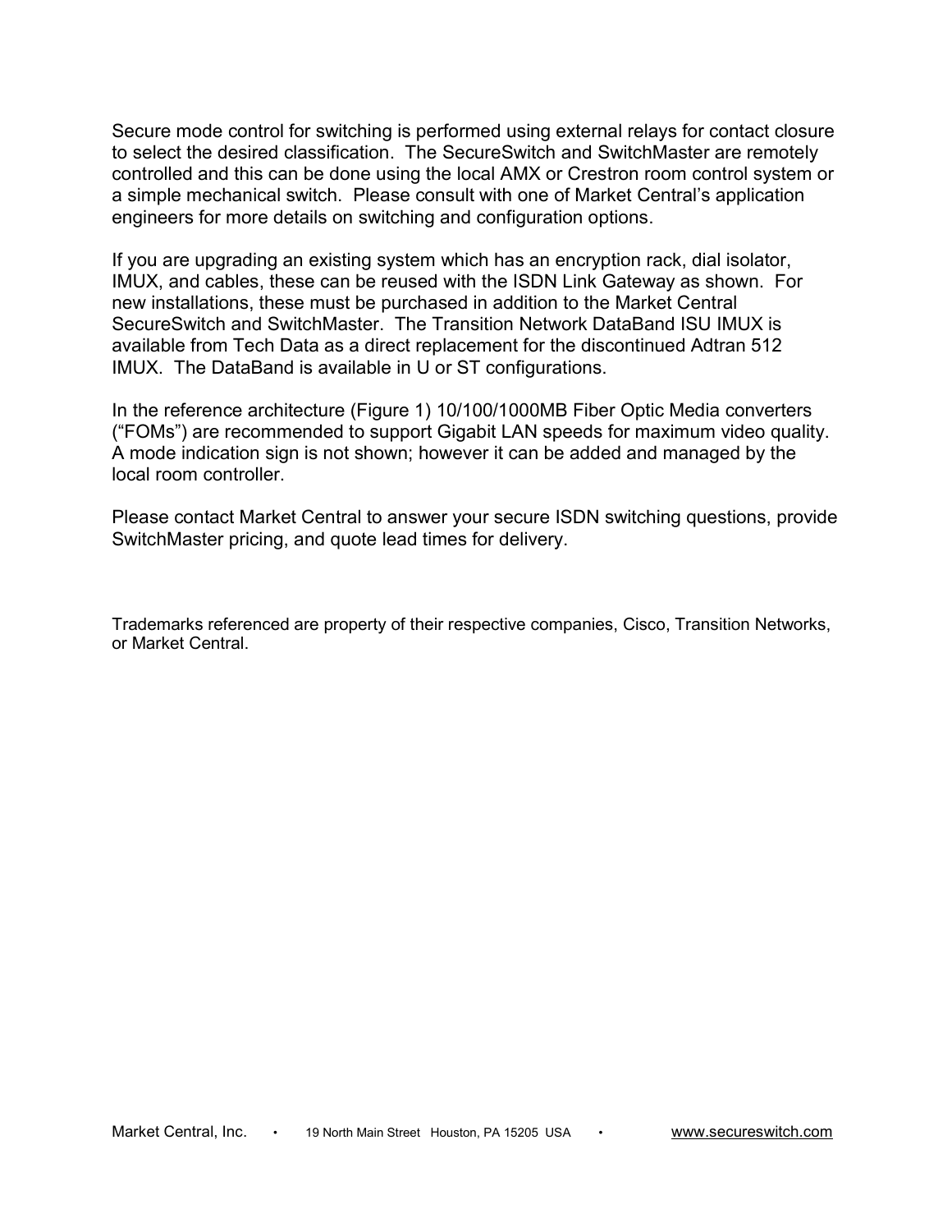Secure mode control for switching is performed using external relays for contact closure to select the desired classification. The SecureSwitch and SwitchMaster are remotely controlled and this can be done using the local AMX or Crestron room control system or a simple mechanical switch. Please consult with one of Market Central's application engineers for more details on switching and configuration options.

If you are upgrading an existing system which has an encryption rack, dial isolator, IMUX, and cables, these can be reused with the ISDN Link Gateway as shown. For new installations, these must be purchased in addition to the Market Central SecureSwitch and SwitchMaster. The Transition Network DataBand ISU IMUX is available from Tech Data as a direct replacement for the discontinued Adtran 512 IMUX. The DataBand is available in U or ST configurations.

In the reference architecture (Figure 1) 10/100/1000MB Fiber Optic Media converters ("FOMs") are recommended to support Gigabit LAN speeds for maximum video quality. A mode indication sign is not shown; however it can be added and managed by the local room controller.

Please contact Market Central to answer your secure ISDN switching questions, provide SwitchMaster pricing, and quote lead times for delivery.

Trademarks referenced are property of their respective companies, Cisco, Transition Networks, or Market Central.

Market Central, Inc. • 19 North Main Street Houston, PA 15205 USA • www.secureswitch.com